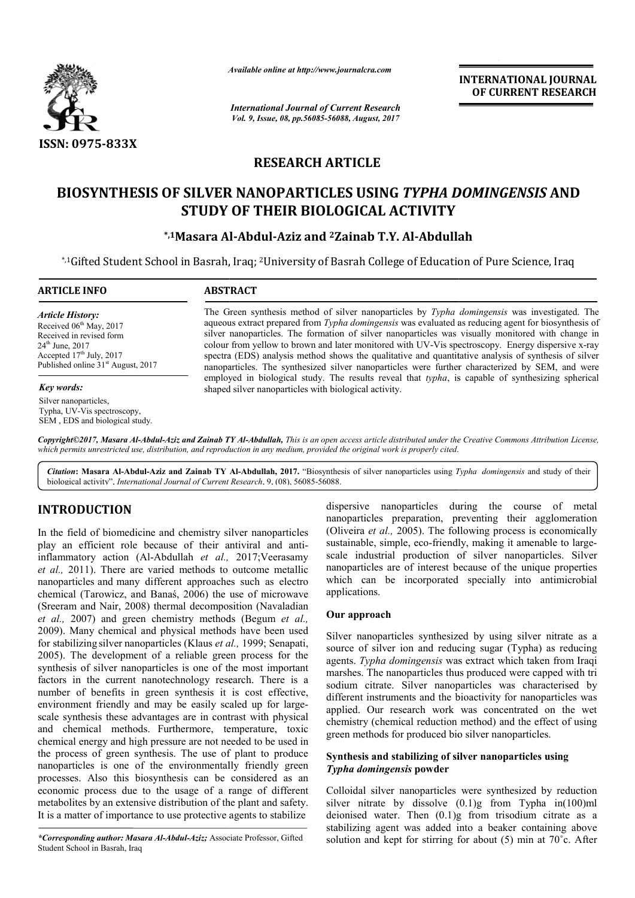*Available online at http://www.journalcra.com*

*International Journal of Current Research*

**INTERNATIONAL JOURNAL OF CURRENT RESEARCH**

ISSN: 0975-833X

## RESEARCH ARTICLE

# BIOSYNTHESIS OF SILVER NANOPARTICLES USING *TYPHA DOMINGENSIS* AND STUDY OF THEIR BIOLOGICAL ACTIVITY

**[*,1]Masara Al-Abdul-Aziz and [2]Zainab T.Y. Al-Abdullah**

[*,1]Gifted Student School in Basrah, Iraq; [2]University of Basrah College of Education of Pure Science, Iraq

**ARTICLE INFO**

*Article History:*

Received 06th May, 2017
Received in revised form 24th June, 2017
Accepted 17th July, 2017
Published online 31st August, 2017

*Key words:*

Silver nanoparticles,
Typha, UV-Vis spectroscopy,
SEM , EDS and biological study.

**ABSTRACT**

The Green synthesis method of silver nanoparticles by *Typha domingensis* was investigated. The aqueous extract prepared from *Typha domingensis* was evaluated as reducing agent for biosynthesis of silver nanoparticles. The formation of silver nanoparticles was visually monitored with change in colour from yellow to brown and later monitored with UV-Vis spectroscopy. Energy dispersive x-ray spectra (EDS) analysis method shows the qualitative and quantitative analysis of synthesis of silver nanoparticles. The synthesized silver nanoparticles were further characterized by SEM, and were employed in biological study. The results reveal that *typha*, is capable of synthesizing spherical shaped silver nanoparticles with biological activity.

*Copyright©2017, Masara Al-Abdul-Aziz and Zainab TY Al-Abdullah, This is an open access article distributed under the Creative Commons Attribution License, which permits unrestricted use, distribution, and reproduction in any medium, provided the original work is properly cited.*

**Citation: Masara Al-Abdul-Aziz and Zainab TY Al-Abdullah, 2017.** "Biosynthesis of silver nanoparticles using *Typha domingensis* and study of their biological activity", *International Journal of Current Research*, 9, (08), 56085-56088.

## INTRODUCTION

In the field of biomedicine and chemistry silver nanoparticles play an efficient role because of their antiviral and anti-inflammatory action (Al-Abdullah *et al.,* 2017;Veerasamy *et al.,* 2011). There are varied methods to outcome metallic nanoparticles and many different approaches such as electro chemical (Tarowicz, and Banaś, 2006) the use of microwave (Sreeram and Nair, 2008) thermal decomposition (Navaladian *et al.,* 2007) and green chemistry methods (Begum *et al.,* 2009). Many chemical and physical methods have been used for stabilizing silver nanoparticles (Klaus *et al.,* 1999; Senapati, 2005). The development of a reliable green process for the synthesis of silver nanoparticles is one of the most important factors in the current nanotechnology research. There is a number of benefits in green synthesis it is cost effective, environment friendly and may be easily scaled up for large-scale synthesis these advantages are in contrast with physical and chemical methods. Furthermore, temperature, toxic chemical energy and high pressure are not needed to be used in the process of green synthesis. The use of plant to produce nanoparticles is one of the environmentally friendly green processes. Also this biosynthesis can be considered as an economic process due to the usage of a range of different metabolites by an extensive distribution of the plant and safety. It is a matter of importance to use protective agents to stabilize dispersive nanoparticles during the course of metal nanoparticles preparation, preventing their agglomeration (Oliveira *et al.,* 2005). The following process is economically sustainable, simple, eco-friendly, making it amenable to large-scale industrial production of silver nanoparticles. Silver nanoparticles are of interest because of the unique properties which can be incorporated specially into antimicrobial applications.

### Our approach

Silver nanoparticles synthesized by using silver nitrate as a source of silver ion and reducing sugar (Typha) as reducing agents. *Typha domingensis* was extract which taken from Iraqi marshes. The nanoparticles thus produced were capped with tri sodium citrate. Silver nanoparticles was characterised by different instruments and the bioactivity for nanoparticles was applied. Our research work was concentrated on the wet chemistry (chemical reduction method) and the effect of using green methods for produced bio silver nanoparticles.

### Synthesis and stabilizing of silver nanoparticles using *Typha domingensis* powder

Colloidal silver nanoparticles were synthesized by reduction silver nitrate by dissolve (0.1)g from Typha in(100)ml deionised water. Then (0.1)g from trisodium citrate as a stabilizing agent was added into a beaker containing above solution and kept for stirring for about (5) min at 70˚c. After

**\*Corresponding author: Masara Al-Abdul-Aziz;** Associate Professor, Gifted Student School in Basrah, Iraq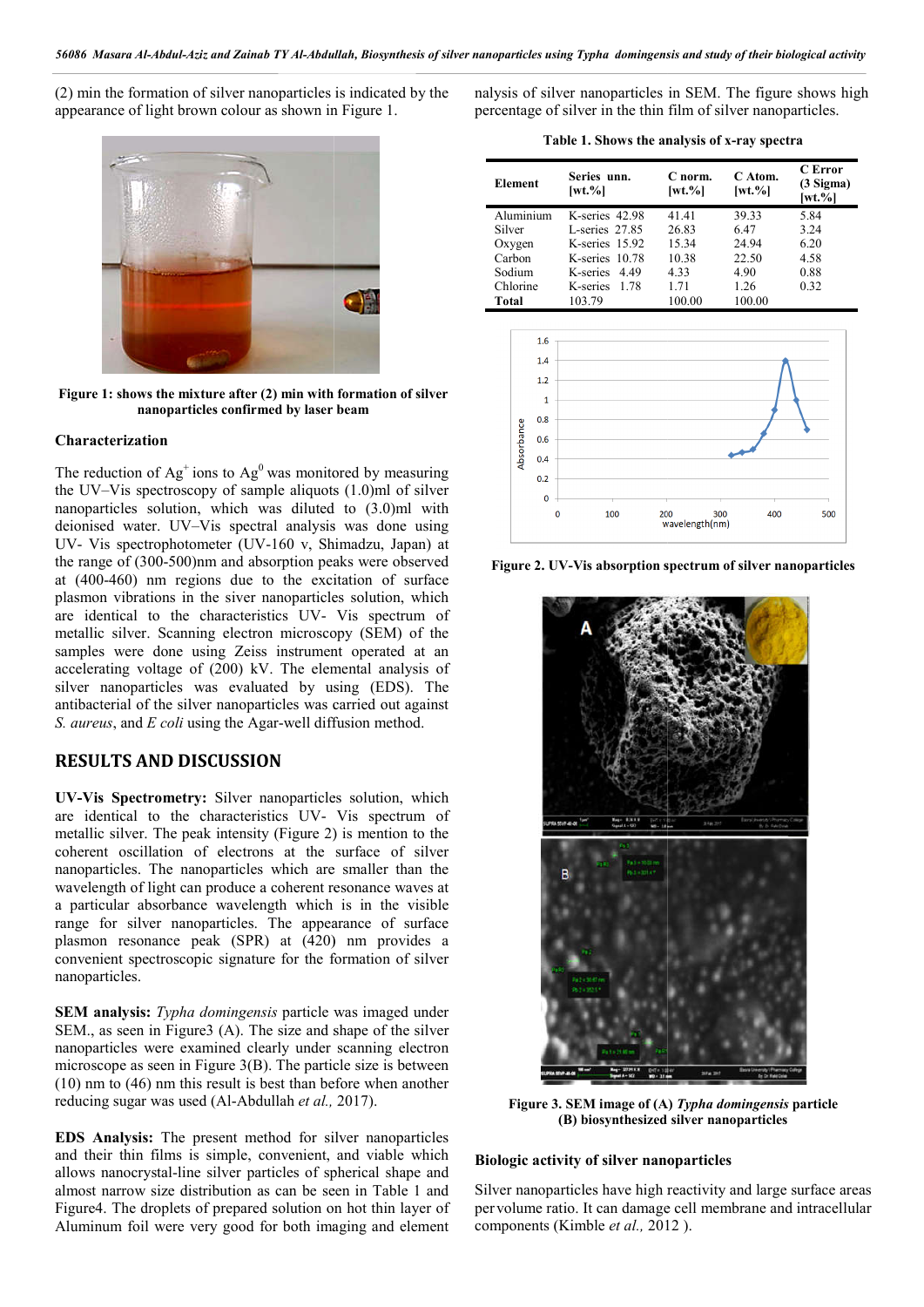(2) min the formation of silver nanoparticles is indicated by the appearance of light brown colour as shown in Figure 1.

**Figure 1: shows the mixture after (2) min with formation of silver nanoparticles confirmed by laser beam**

### Characterization

The reduction of $Ag^+$ ions to $Ag^0$ was monitored by measuring the UV–Vis spectroscopy of sample aliquots (1.0)ml of silver nanoparticles solution, which was diluted to (3.0)ml with deionised water. UV–Vis spectral analysis was done using UV- Vis spectrophotometer (UV-160 v, Shimadzu, Japan) at the range of (300-500)nm and absorption peaks were observed at (400-460) nm regions due to the excitation of surface plasmon vibrations in the siver nanoparticles solution, which are identical to the characteristics UV- Vis spectrum of metallic silver. Scanning electron microscopy (SEM) of the samples were done using Zeiss instrument operated at an accelerating voltage of (200) kV. The elemental analysis of silver nanoparticles was evaluated by using (EDS). The antibacterial of the silver nanoparticles was carried out against *S. aureus*, and *E coli* using the Agar-well diffusion method.

## RESULTS AND DISCUSSION

**UV-Vis Spectrometry:** Silver nanoparticles solution, which are identical to the characteristics UV- Vis spectrum of metallic silver. The peak intensity (Figure 2) is mention to the coherent oscillation of electrons at the surface of silver nanoparticles. The nanoparticles which are smaller than the wavelength of light can produce a coherent resonance waves at a particular absorbance wavelength which is in the visible range for silver nanoparticles. The appearance of surface plasmon resonance peak (SPR) at (420) nm provides a convenient spectroscopic signature for the formation of silver nanoparticles.

**SEM analysis:** *Typha domingensis* particle was imaged under SEM., as seen in Figure3 (A). The size and shape of the silver nanoparticles were examined clearly under scanning electron microscope as seen in Figure 3(B). The particle size is between (10) nm to (46) nm this result is best than before when another reducing sugar was used (Al-Abdullah *et al.,* 2017).

**EDS Analysis:** The present method for silver nanoparticles and their thin films is simple, convenient, and viable which allows nanocrystal-line silver particles of spherical shape and almost narrow size distribution as can be seen in Table 1 and Figure4. The droplets of prepared solution on hot thin layer of Aluminum foil were very good for both imaging and element nalysis of silver nanoparticles in SEM. The figure shows high percentage of silver in the thin film of silver nanoparticles.

**Table 1. Shows the analysis of x-ray spectra**

| Element | Series | unn. [wt.%] | C norm. [wt.%] | C Atom. [wt.%] | C Error (3 Sigma) [wt.%] |
|---|---|---|---|---|---|
| Aluminium | K-series | 42.98 | 41.41 | 39.33 | 5.84 |
| Silver | L-series | 27.85 | 26.83 | 6.47 | 3.24 |
| Oxygen | K-series | 15.92 | 15.34 | 24.94 | 6.20 |
| Carbon | K-series | 10.78 | 10.38 | 22.50 | 4.58 |
| Sodium | K-series | 4.49 | 4.33 | 4.90 | 0.88 |
| Chlorine | K-series | 1.78 | 1.71 | 1.26 | 0.32 |
| **Total** | | 103.79 | 100.00 | 100.00 | |

**Figure 2. UV-Vis absorption spectrum of silver nanoparticles**

**Figure 3. SEM image of (A) *Typha domingensis* particle (B) biosynthesized silver nanoparticles**

### Biologic activity of silver nanoparticles

Silver nanoparticles have high reactivity and large surface areas per volume ratio. It can damage cell membrane and intracellular components (Kimble *et al.,* 2012 ).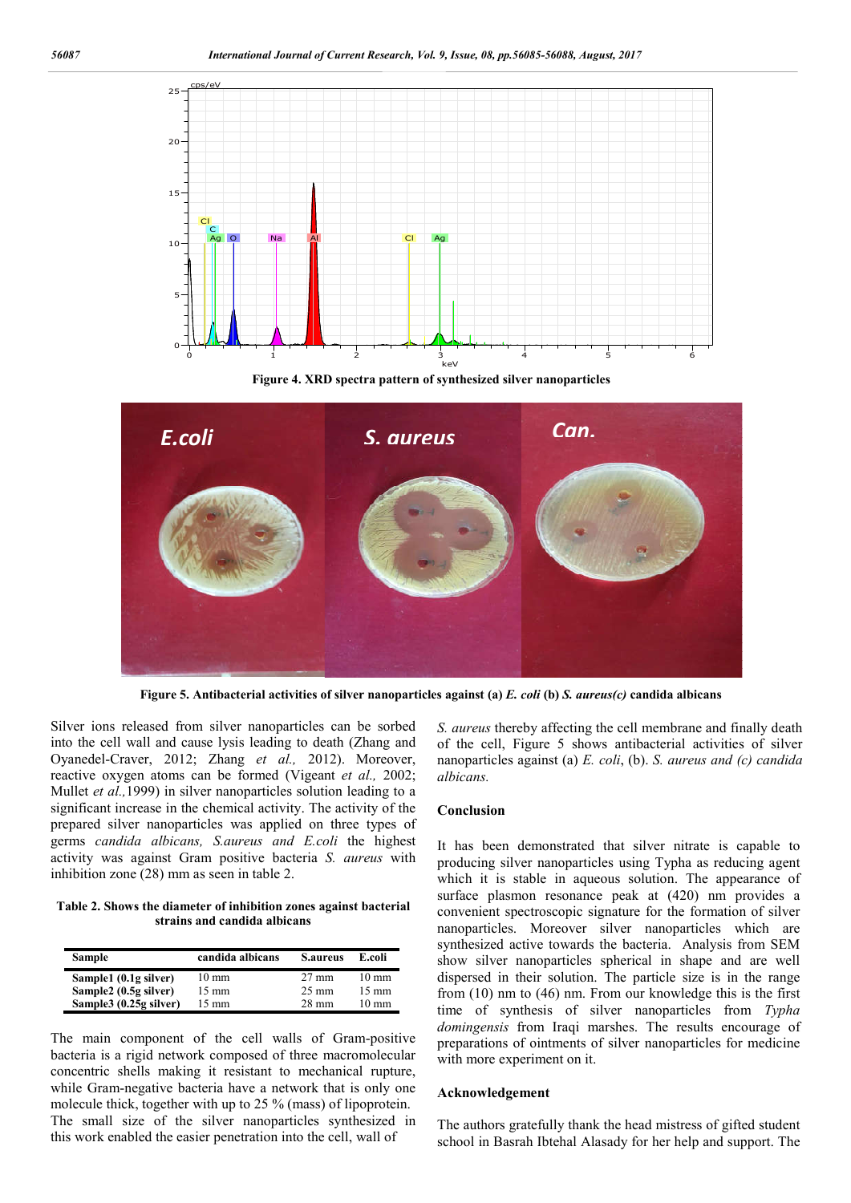Figure 4. XRD spectra pattern of synthesized silver nanoparticles

Figure 5. Antibacterial activities of silver nanoparticles against (a) *E. coli* (b) *S. aureus(c)* candida albicans

Silver ions released from silver nanoparticles can be sorbed into the cell wall and cause lysis leading to death (Zhang and Oyanedel-Craver, 2012; Zhang *et al.,* 2012). Moreover, reactive oxygen atoms can be formed (Vigeant *et al.,* 2002; Mullet *et al.,*1999) in silver nanoparticles solution leading to a significant increase in the chemical activity. The activity of the prepared silver nanoparticles was applied on three types of germs *candida albicans, S.aureus and E.coli* the highest activity was against Gram positive bacteria *S. aureus* with inhibition zone (28) mm as seen in table 2.

**Table 2. Shows the diameter of inhibition zones against bacterial strains and candida albicans**

| Sample | candida albicans | S.aureus | E.coli |
|---|---|---|---|
| Sample1 (0.1g silver) | 10 mm | 27 mm | 10 mm |
| Sample2 (0.5g silver) | 15 mm | 25 mm | 15 mm |
| Sample3 (0.25g silver) | 15 mm | 28 mm | 10 mm |

The main component of the cell walls of Gram-positive bacteria is a rigid network composed of three macromolecular concentric shells making it resistant to mechanical rupture, while Gram-negative bacteria have a network that is only one molecule thick, together with up to 25 % (mass) of lipoprotein. The small size of the silver nanoparticles synthesized in this work enabled the easier penetration into the cell, wall of *S. aureus* thereby affecting the cell membrane and finally death of the cell, Figure 5 shows antibacterial activities of silver nanoparticles against (a) *E. coli*, (b). *S. aureus and (c) candida albicans.*

## Conclusion

It has been demonstrated that silver nitrate is capable to producing silver nanoparticles using Typha as reducing agent which it is stable in aqueous solution. The appearance of surface plasmon resonance peak at (420) nm provides a convenient spectroscopic signature for the formation of silver nanoparticles. Moreover silver nanoparticles which are synthesized active towards the bacteria. Analysis from SEM show silver nanoparticles spherical in shape and are well dispersed in their solution. The particle size is in the range from (10) nm to (46) nm. From our knowledge this is the first time of synthesis of silver nanoparticles from *Typha domingensis* from Iraqi marshes. The results encourage of preparations of ointments of silver nanoparticles for medicine with more experiment on it.

## Acknowledgement

The authors gratefully thank the head mistress of gifted student school in Basrah Ibtehal Alasady for her help and support. The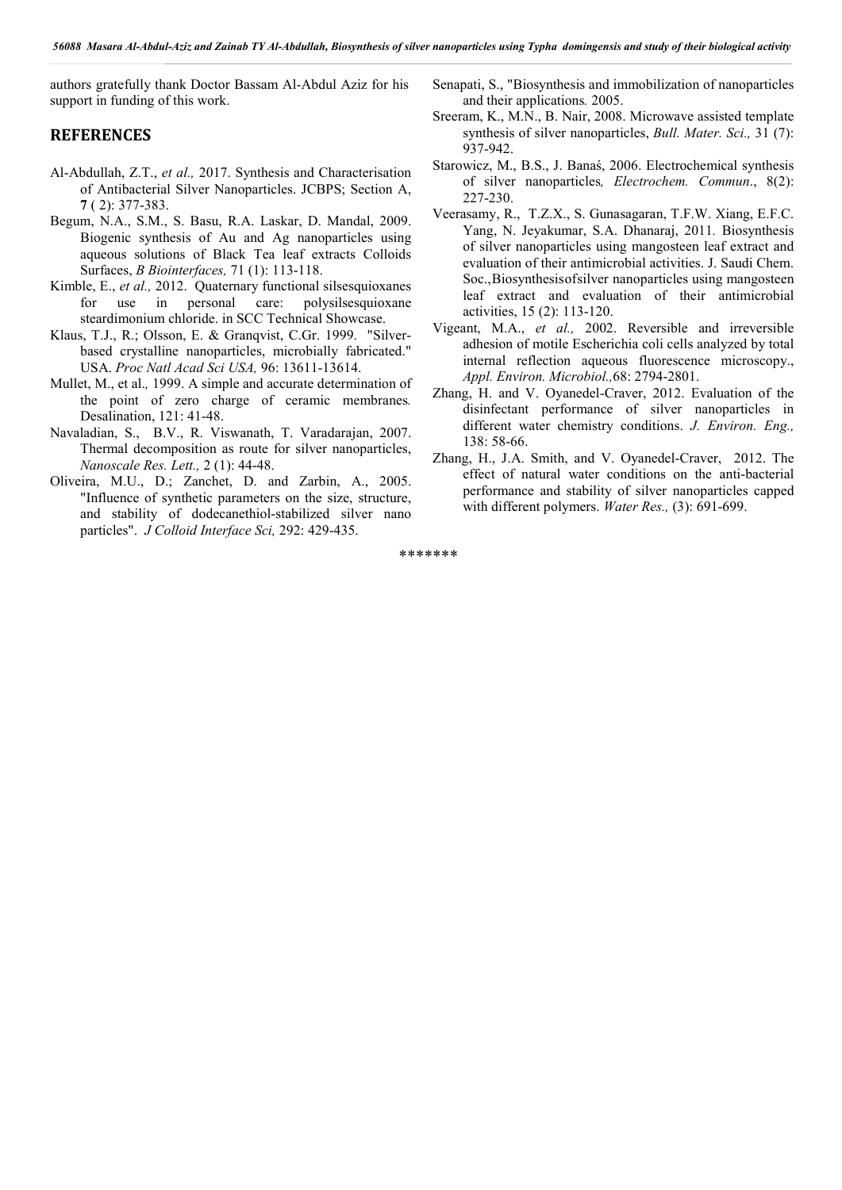authors gratefully thank Doctor Bassam Al-Abdul Aziz for his support in funding of this work.

## REFERENCES

Al-Abdullah, Z.T., *et al.,* 2017. Synthesis and Characterisation of Antibacterial Silver Nanoparticles. JCBPS; Section A, **7** ( 2): 377-383.

Begum, N.A., S.M., S. Basu, R.A. Laskar, D. Mandal, 2009. Biogenic synthesis of Au and Ag nanoparticles using aqueous solutions of Black Tea leaf extracts Colloids Surfaces, *B Biointerfaces,* 71 (1): 113-118.

Kimble, E., *et al.,* 2012. Quaternary functional silsesquioxanes for use in personal care: polysilsesquioxane steardimonium chloride. in SCC Technical Showcase.

Klaus, T.J., R.; Olsson, E. & Granqvist, C.Gr. 1999. "Silver-based crystalline nanoparticles, microbially fabricated." USA. *Proc Natl Acad Sci USA,* 96: 13611-13614.

Mullet, M., et al*.,* 1999. A simple and accurate determination of the point of zero charge of ceramic membranes*.* Desalination, 121: 41-48.

Navaladian, S., B.V., R. Viswanath, T. Varadarajan, 2007. Thermal decomposition as route for silver nanoparticles, *Nanoscale Res. Lett.,* 2 (1): 44-48.

Oliveira, M.U., D.; Zanchet, D. and Zarbin, A., 2005. "Influence of synthetic parameters on the size, structure, and stability of dodecanethiol-stabilized silver nano particles". *J Colloid Interface Sci,* 292: 429-435.

Senapati, S., "Biosynthesis and immobilization of nanoparticles and their applications*.* 2005.

Sreeram, K., M.N., B. Nair, 2008. Microwave assisted template synthesis of silver nanoparticles, *Bull. Mater. Sci.,* 31 (7): 937-942.

Starowicz, M., B.S., J. Banaś, 2006. Electrochemical synthesis of silver nanoparticles*, Electrochem. Commun*., 8(2): 227-230.

Veerasamy, R., T.Z.X., S. Gunasagaran, T.F.W. Xiang, E.F.C. Yang, N. Jeyakumar, S.A. Dhanaraj, 2011*.* Biosynthesis of silver nanoparticles using mangosteen leaf extract and evaluation of their antimicrobial activities. J. Saudi Chem. Soc.,Biosynthesisofsilver nanoparticles using mangosteen leaf extract and evaluation of their antimicrobial activities, 15 (2): 113-120.

Vigeant, M.A., *et al.,* 2002. Reversible and irreversible adhesion of motile Escherichia coli cells analyzed by total internal reflection aqueous fluorescence microscopy., *Appl. Environ. Microbiol.,*68: 2794-2801.

Zhang, H. and V. Oyanedel-Craver, 2012. Evaluation of the disinfectant performance of silver nanoparticles in different water chemistry conditions. *J. Environ. Eng.,* 138: 58-66.

Zhang, H., J.A. Smith, and V. Oyanedel-Craver, 2012. The effect of natural water conditions on the anti-bacterial performance and stability of silver nanoparticles capped with different polymers. *Water Res.,* (3): 691-699.

\*\*\*\*\*\*\*